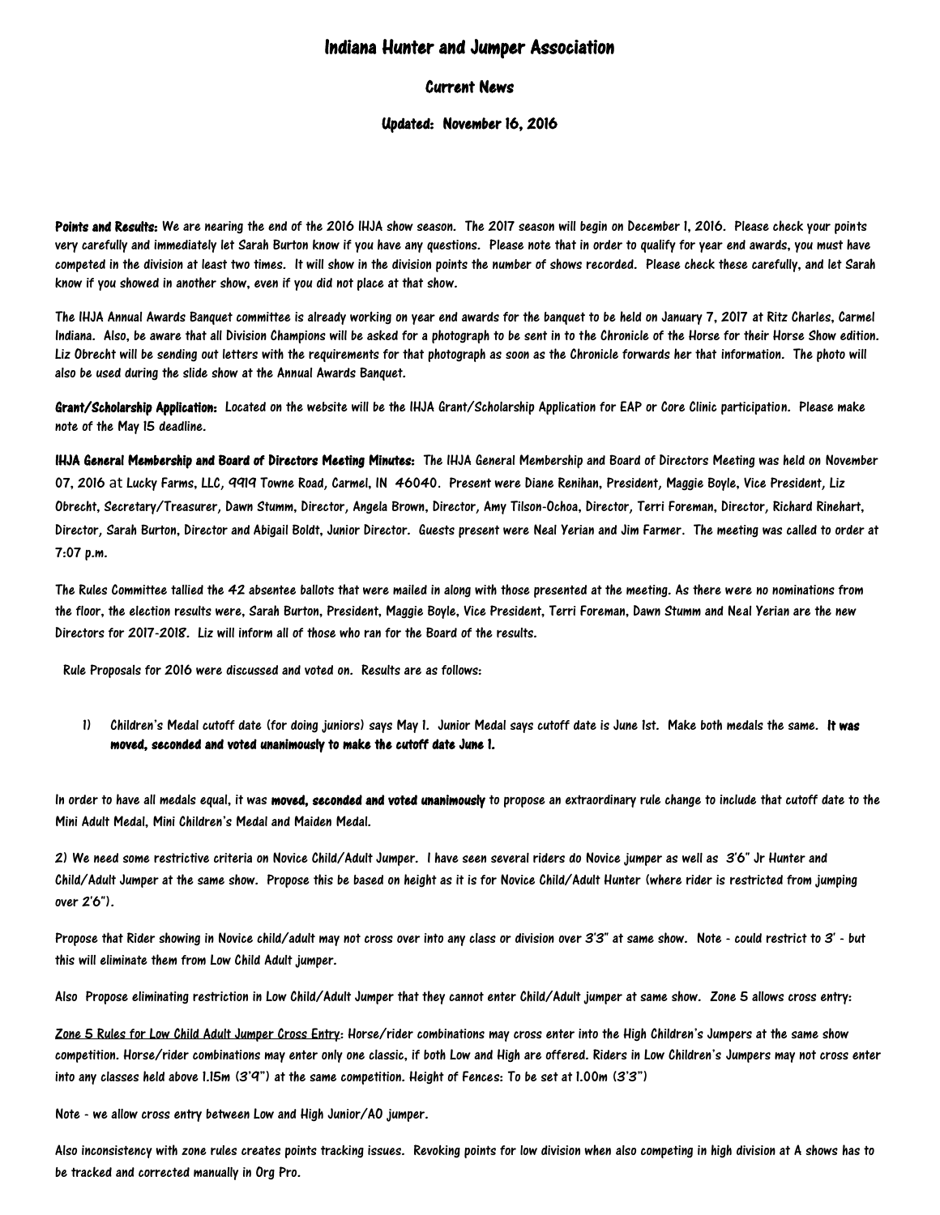# Indiana Hunter and Jumper Association

## Current News

### Updated: November 16, 2016

**Points and Results:** We are nearing the end of the 2016 IHJA show season. The 2017 season will begin on December 1, 2016. Please check your points very carefully and immediately let Sarah Burton know if you have any questions. Please note that in order to qualify for year end awards, you must have competed in the division at least two times. It will show in the division points the number of shows recorded. Please check these carefully, and let Sarah know if you showed in another show, even if you did not place at that show.

The IHJA Annual Awards Banquet committee is already working on year end awards for the banquet to be held on January 7, 2017 at Ritz Charles, Carmel Indiana. Also, be aware that all Division Champions will be asked for a photograph to be sent in to the Chronicle of the Horse for their Horse Show edition. Liz Obrecht will be sending out letters with the requirements for that photograph as soon as the Chronicle forwards her that information. The photo will also be used during the slide show at the Annual Awards Banquet.

**Grant/Scholarship Application:** Located on the website will be the IHJA Grant/Scholarship Application for EAP or Core Clinic participation. Please make note of the May 15 deadline.

**IHJA General Membership and Board of Directors Meeting Minutes:** The IHJA General Membership and Board of Directors Meeting was held on November 07, 2016 at Lucky Farms, LLC, 9919 Towne Road, Carmel, IN 46040. Present were Diane Renihan, President, Maggie Boyle, Vice President, Liz Obrecht, Secretary/Treasurer, Dawn Stumm, Director, Angela Brown, Director, Amy Tilson-Ochoa, Director, Terri Foreman, Director, Richard Rinehart, Director, Sarah Burton, Director and Abigail Boldt, Junior Director. Guests present were Neal Yerian and Jim Farmer. The meeting was called to order at 7:07 p.m.

The Rules Committee tallied the 42 absentee ballots that were mailed in along with those presented at the meeting. As there were no nominations from the floor, the election results were, Sarah Burton, President, Maggie Boyle, Vice President, Terri Foreman, Dawn Stumm and Neal Yerian are the new Directors for 2017-2018. Liz will inform all of those who ran for the Board of the results.

Rule Proposals for 2016 were discussed and voted on. Results are as follows:

1) Children's Medal cutoff date (for doing juniors) says May 1. Junior Medal says cutoff date is June 1st. Make both medals the same. **It was moved, seconded and voted unanimously to make the cutoff date June 1.**

In order to have all medals equal, it was **moved, seconded and voted unanimously** to propose an extraordinary rule change to include that cutoff date to the Mini Adult Medal, Mini Children's Medal and Maiden Medal.

2) We need some restrictive criteria on Novice Child/Adult Jumper. I have seen several riders do Novice jumper as well as 3'6" Jr Hunter and Child/Adult Jumper at the same show. Propose this be based on height as it is for Novice Child/Adult Hunter (where rider is restricted from jumping over 2'6").

Propose that Rider showing in Novice child/adult may not cross over into any class or division over 3'3" at same show. Note - could restrict to 3' - but this will eliminate them from Low Child Adult jumper.

Also Propose eliminating restriction in Low Child/Adult Jumper that they cannot enter Child/Adult jumper at same show. Zone 5 allows cross entry:

Zone 5 Rules for Low Child Adult Jumper Cross Entry: Horse/rider combinations may cross enter into the High Children's Jumpers at the same show competition. Horse/rider combinations may enter only one classic, if both Low and High are offered. Riders in Low Children's Jumpers may not cross enter into any classes held above 1.15m (3'9") at the same competition. Height of Fences: To be set at 1.00m (3'3")

Note - we allow cross entry between Low and High Junior/AO jumper.

Also inconsistency with zone rules creates points tracking issues. Revoking points for low division when also competing in high division at A shows has to be tracked and corrected manually in Org Pro.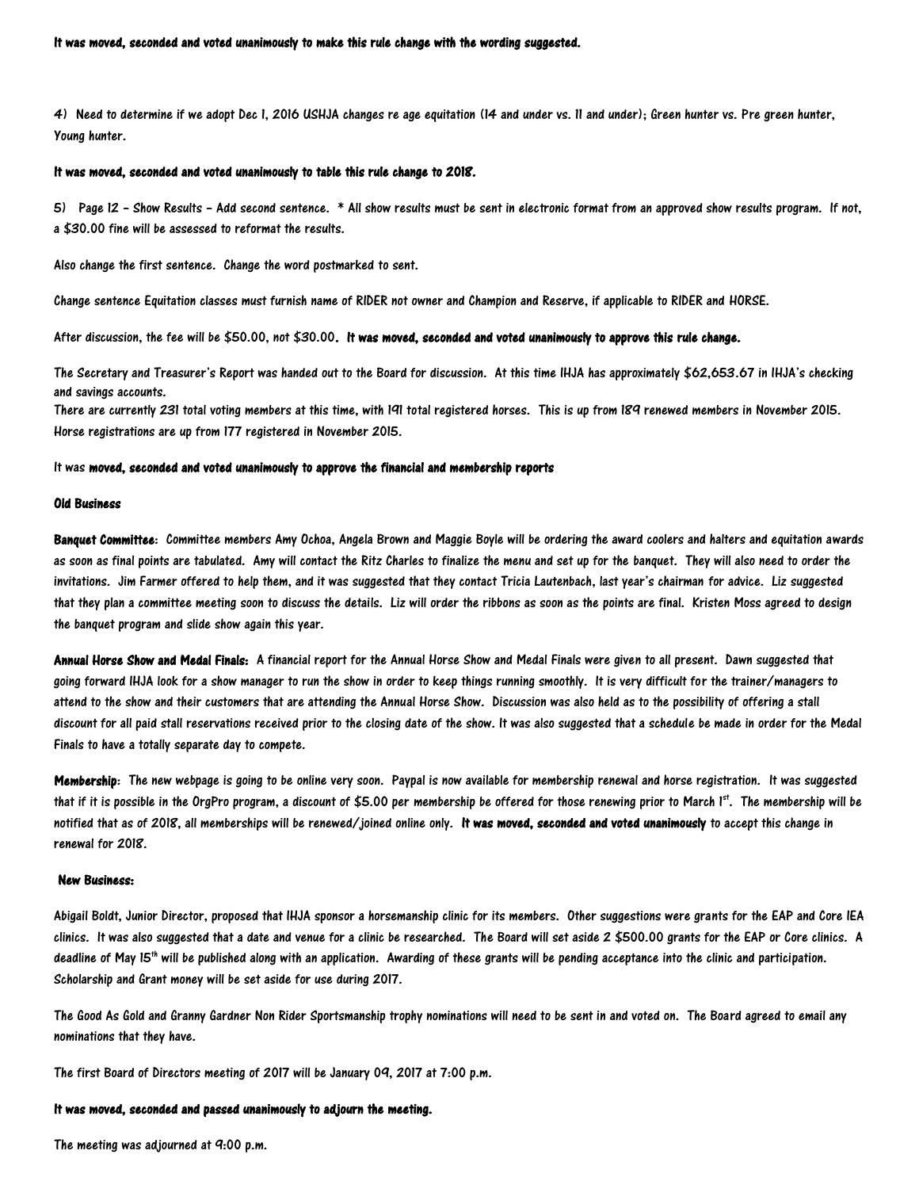**It was moved, seconded and voted unanimously to make this rule change with the wording suggested.**

4) Need to determine if we adopt Dec 1, 2016 USHJA changes re age equitation (14 and under vs. 11 and under); Green hunter vs. Pre green hunter, Young hunter.

**It was moved, seconded and voted unanimously to table this rule change to 2018.**

5) Page 12 - Show Results - Add second sentence. * All show results must be sent in electronic format from an approved show results program. If not, a $30.00 fine will be assessed to reformat the results.

Also change the first sentence. Change the word postmarked to sent.

Change sentence Equitation classes must furnish name of RIDER not owner and Champion and Reserve, if applicable to RIDER and HORSE.

After discussion, the fee will be $50.00, not $30.00. **It was moved, seconded and voted unanimously to approve this rule change.**

The Secretary and Treasurer's Report was handed out to the Board for discussion. At this time IHJA has approximately $62,653.67 in IHJA's checking and savings accounts.
There are currently 231 total voting members at this time, with 191 total registered horses. This is up from 189 renewed members in November 2015. Horse registrations are up from 177 registered in November 2015.

It was **moved, seconded and voted unanimously to approve the financial and membership reports**

**Old Business**

**Banquet Committee:** Committee members Amy Ochoa, Angela Brown and Maggie Boyle will be ordering the award coolers and halters and equitation awards as soon as final points are tabulated. Amy will contact the Ritz Charles to finalize the menu and set up for the banquet. They will also need to order the invitations. Jim Farmer offered to help them, and it was suggested that they contact Tricia Lautenbach, last year's chairman for advice. Liz suggested that they plan a committee meeting soon to discuss the details. Liz will order the ribbons as soon as the points are final. Kristen Moss agreed to design the banquet program and slide show again this year.

**Annual Horse Show and Medal Finals:** A financial report for the Annual Horse Show and Medal Finals were given to all present. Dawn suggested that going forward IHJA look for a show manager to run the show in order to keep things running smoothly. It is very difficult for the trainer/managers to attend to the show and their customers that are attending the Annual Horse Show. Discussion was also held as to the possibility of offering a stall discount for all paid stall reservations received prior to the closing date of the show. It was also suggested that a schedule be made in order for the Medal Finals to have a totally separate day to compete.

**Membership:** The new webpage is going to be online very soon. Paypal is now available for membership renewal and horse registration. It was suggested that if it is possible in the OrgPro program, a discount of $5.00 per membership be offered for those renewing prior to March 1st. The membership will be notified that as of 2018, all memberships will be renewed/joined online only. **It was moved, seconded and voted unanimously** to accept this change in renewal for 2018.

**New Business:**

Abigail Boldt, Junior Director, proposed that IHJA sponsor a horsemanship clinic for its members. Other suggestions were grants for the EAP and Core IEA clinics. It was also suggested that a date and venue for a clinic be researched. The Board will set aside 2 $500.00 grants for the EAP or Core clinics. A deadline of May 15th will be published along with an application. Awarding of these grants will be pending acceptance into the clinic and participation. Scholarship and Grant money will be set aside for use during 2017.

The Good As Gold and Granny Gardner Non Rider Sportsmanship trophy nominations will need to be sent in and voted on. The Board agreed to email any nominations that they have.

The first Board of Directors meeting of 2017 will be January 09, 2017 at 7:00 p.m.

**It was moved, seconded and passed unanimously to adjourn the meeting.**

The meeting was adjourned at 9:00 p.m.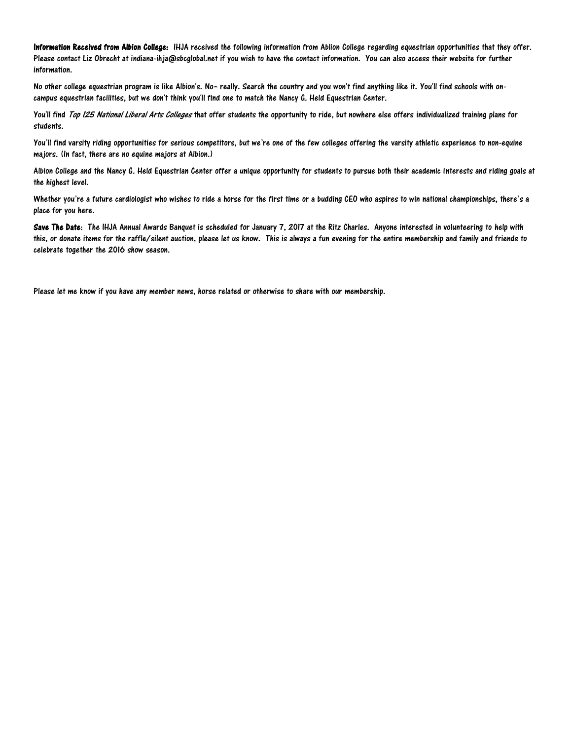**Information Received from Albion College:** IHJA received the following information from Ablion College regarding equestrian opportunities that they offer. Please contact Liz Obrecht at indiana-ihja@sbcglobal.net if you wish to have the contact information. You can also access their website for further information.

No other college equestrian program is like Albion's. No- really. Search the country and you won't find anything like it. You'll find schools with on-campus equestrian facilities, but we don't think you'll find one to match the Nancy G. Held Equestrian Center.

You'll find *Top 125 National Liberal Arts Colleges* that offer students the opportunity to ride, but nowhere else offers individualized training plans for students.

You'll find varsity riding opportunities for serious competitors, but we're one of the few colleges offering the varsity athletic experience to non-equine majors. (In fact, there are no equine majors at Albion.)

Albion College and the Nancy G. Held Equestrian Center offer a unique opportunity for students to pursue both their academic interests and riding goals at the highest level.

Whether you're a future cardiologist who wishes to ride a horse for the first time or a budding CEO who aspires to win national championships, there's a place for you here.

**Save The Date**: The IHJA Annual Awards Banquet is scheduled for January 7, 2017 at the Ritz Charles. Anyone interested in volunteering to help with this, or donate items for the raffle/silent auction, please let us know. This is always a fun evening for the entire membership and family and friends to celebrate together the 2016 show season.

Please let me know if you have any member news, horse related or otherwise to share with our membership.